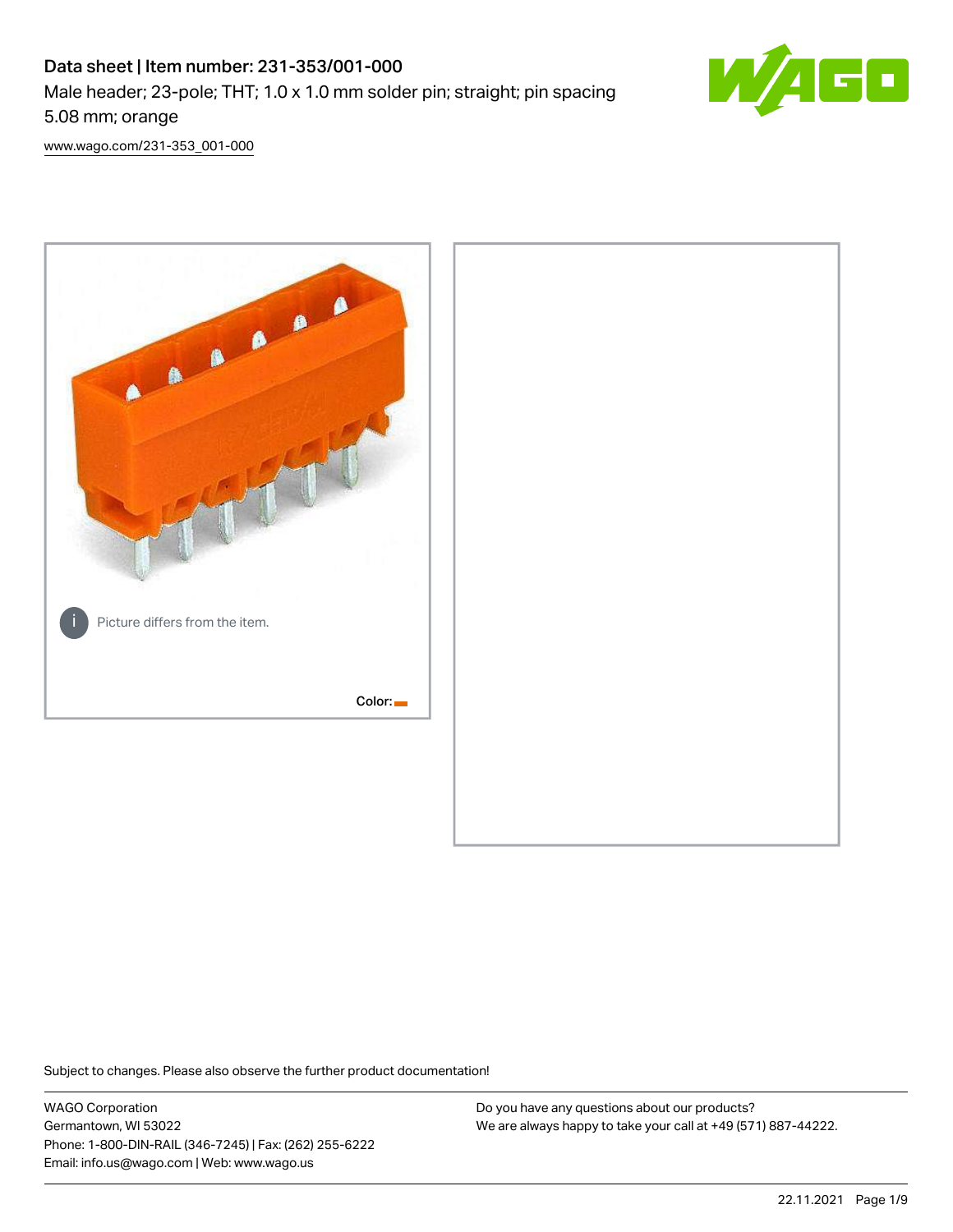# Data sheet | Item number: 231-353/001-000

Male header; 23-pole; THT; 1.0 x 1.0 mm solder pin; straight; pin spacing 5.08 mm; orange

www.wago.com/231-353_001-000

Picture differs from the item.

Color:

Subject to changes. Please also observe the further product documentation!

WAGO Corporation
Germantown, WI 53022
Phone: 1-800-DIN-RAIL (346-7245) | Fax: (262) 255-6222
Email: info.us@wago.com | Web: www.wago.us

Do you have any questions about our products?
We are always happy to take your call at +49 (571) 887-44222.

22.11.2021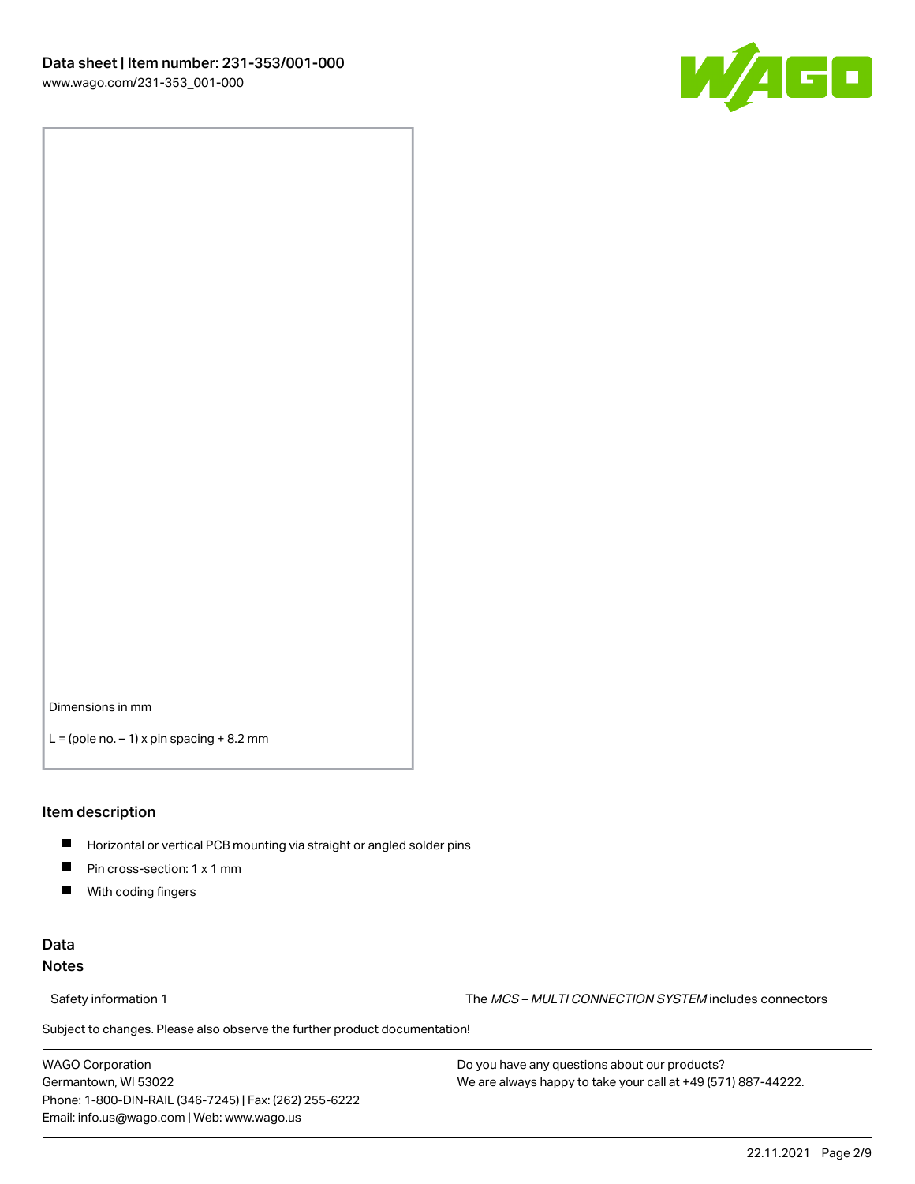Dimensions in mm

L = (pole no. – 1) x pin spacing + 8.2 mm

## Item description

- Horizontal or vertical PCB mounting via straight or angled solder pins
- Pin cross-section: 1 x 1 mm
- With coding fingers

## Data

### Notes

Safety information 1 — The *MCS – MULTI CONNECTION SYSTEM* includes connectors

Subject to changes. Please also observe the further product documentation!

WAGO Corporation
Germantown, WI 53022
Phone: 1-800-DIN-RAIL (346-7245) | Fax: (262) 255-6222
Email: info.us@wago.com | Web: www.wago.us

Do you have any questions about our products?
We are always happy to take your call at +49 (571) 887-44222.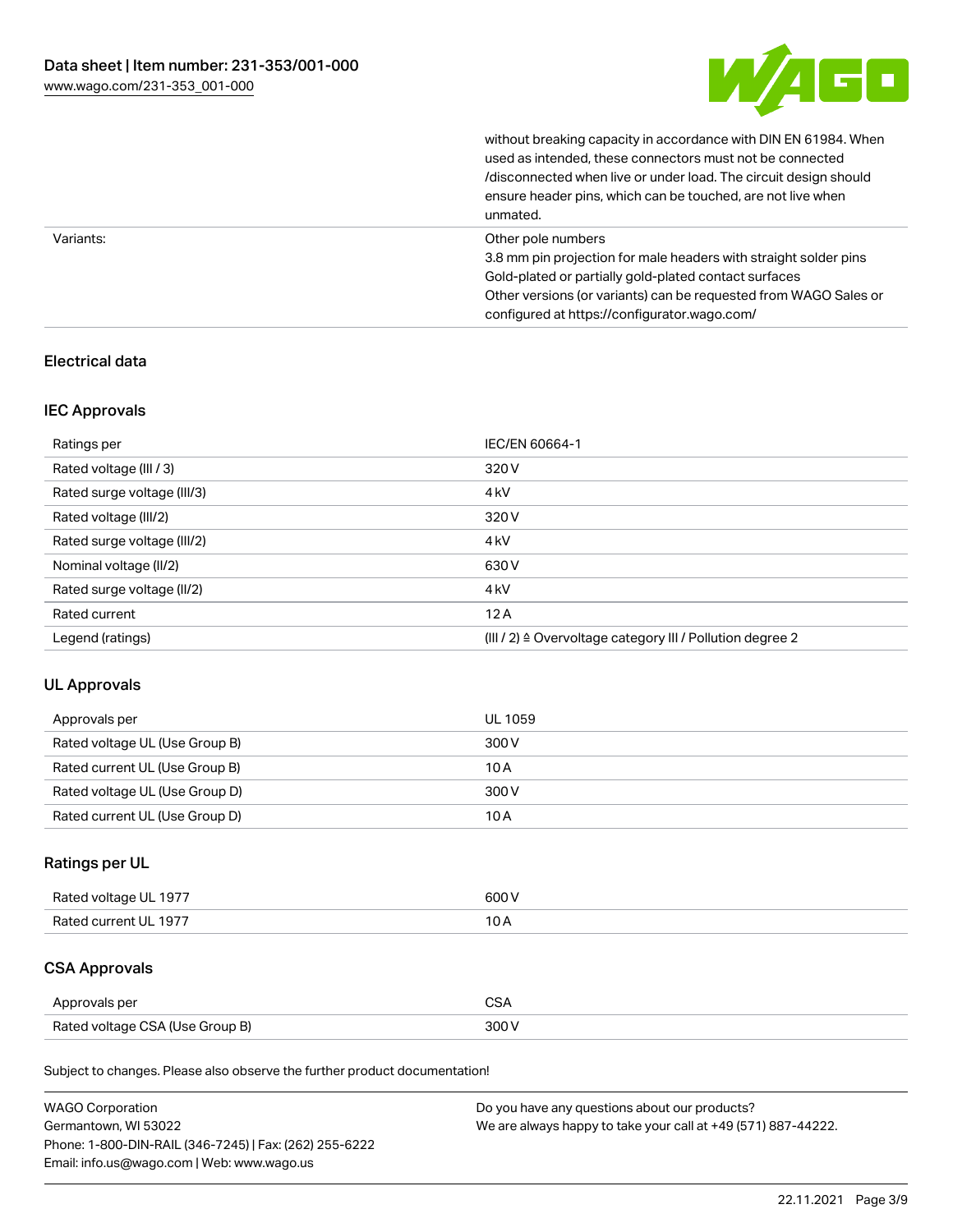| | |
|---|---|
| | without breaking capacity in accordance with DIN EN 61984. When used as intended, these connectors must not be connected /disconnected when live or under load. The circuit design should ensure header pins, which can be touched, are not live when unmated. |
| Variants: | Other pole numbers<br>3.8 mm pin projection for male headers with straight solder pins<br>Gold-plated or partially gold-plated contact surfaces<br>Other versions (or variants) can be requested from WAGO Sales or configured at https://configurator.wago.com/ |

## Electrical data

### IEC Approvals

| Ratings per | IEC/EN 60664-1 |
|---|---|
| Rated voltage (III / 3) | 320 V |
| Rated surge voltage (III/3) | 4 kV |
| Rated voltage (III/2) | 320 V |
| Rated surge voltage (III/2) | 4 kV |
| Nominal voltage (II/2) | 630 V |
| Rated surge voltage (II/2) | 4 kV |
| Rated current | 12 A |
| Legend (ratings) | (III / 2) ≙ Overvoltage category III / Pollution degree 2 |

### UL Approvals

| Approvals per | UL 1059 |
|---|---|
| Rated voltage UL (Use Group B) | 300 V |
| Rated current UL (Use Group B) | 10 A |
| Rated voltage UL (Use Group D) | 300 V |
| Rated current UL (Use Group D) | 10 A |

### Ratings per UL

| Rated voltage UL 1977 | 600 V |
|---|---|
| Rated current UL 1977 | 10 A |

### CSA Approvals

| Approvals per | CSA |
|---|---|
| Rated voltage CSA (Use Group B) | 300 V |

Subject to changes. Please also observe the further product documentation!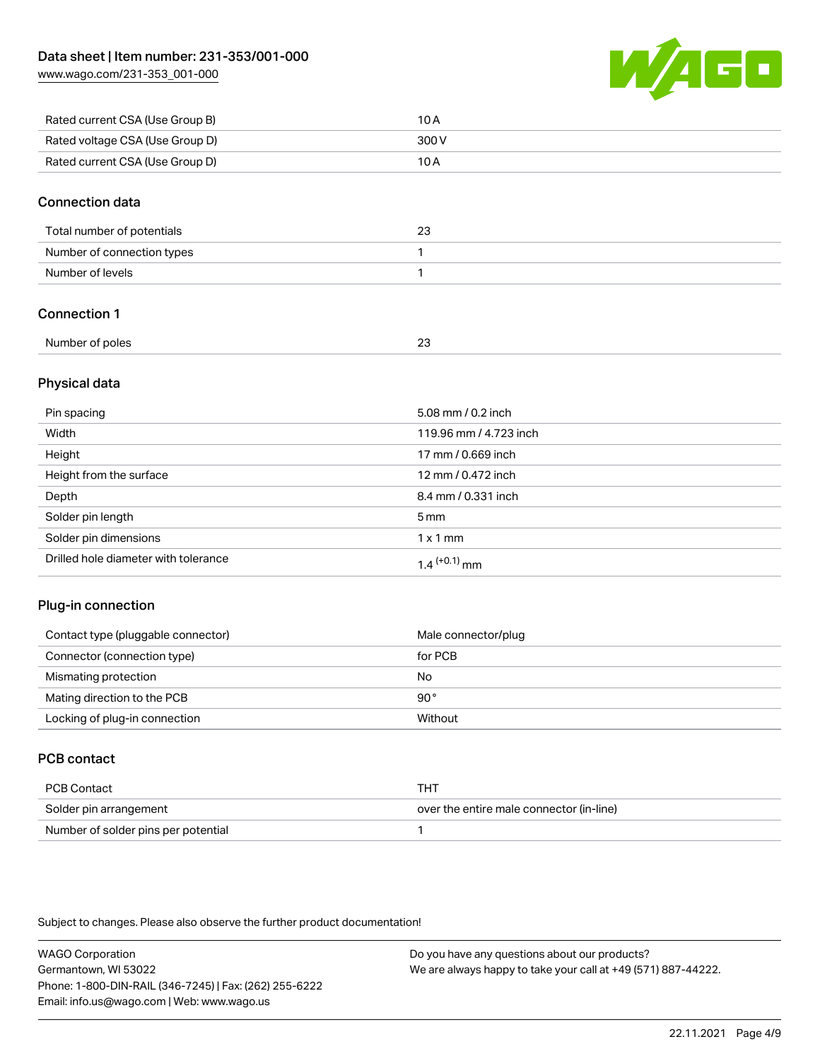| Rated current CSA (Use Group B) | 10 A |
|---|---|
| Rated voltage CSA (Use Group D) | 300 V |
| Rated current CSA (Use Group D) | 10 A |

## Connection data

| Total number of potentials | 23 |
|---|---|
| Number of connection types | 1 |
| Number of levels | 1 |

## Connection 1

| Number of poles | 23 |
|---|---|

## Physical data

| Pin spacing | 5.08 mm / 0.2 inch |
|---|---|
| Width | 119.96 mm / 4.723 inch |
| Height | 17 mm / 0.669 inch |
| Height from the surface | 12 mm / 0.472 inch |
| Depth | 8.4 mm / 0.331 inch |
| Solder pin length | 5 mm |
| Solder pin dimensions | 1 x 1 mm |
| Drilled hole diameter with tolerance | $1.4^{(+0.1)}$ mm |

## Plug-in connection

| Contact type (pluggable connector) | Male connector/plug |
|---|---|
| Connector (connection type) | for PCB |
| Mismating protection | No |
| Mating direction to the PCB | 90 ° |
| Locking of plug-in connection | Without |

## PCB contact

| PCB Contact | THT |
|---|---|
| Solder pin arrangement | over the entire male connector (in-line) |
| Number of solder pins per potential | 1 |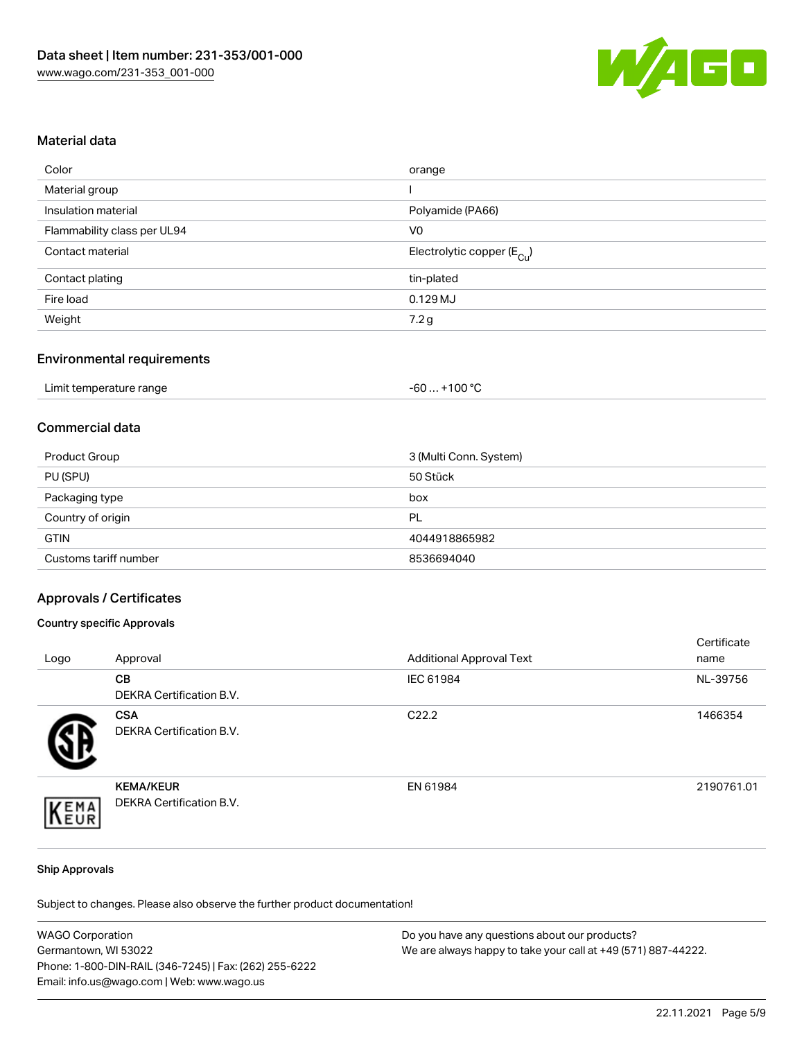## Material data

| Color | orange |
| --- | --- |
| Material group | I |
| Insulation material | Polyamide (PA66) |
| Flammability class per UL94 | V0 |
| Contact material | Electrolytic copper ($E_{Cu}$) |
| Contact plating | tin-plated |
| Fire load | 0.129 MJ |
| Weight | 7.2 g |

## Environmental requirements

| Limit temperature range | -60 … +100 °C |
| --- | --- |

## Commercial data

| Product Group | 3 (Multi Conn. System) |
| --- | --- |
| PU (SPU) | 50 Stück |
| Packaging type | box |
| Country of origin | PL |
| GTIN | 4044918865982 |
| Customs tariff number | 8536694040 |

## Approvals / Certificates

### Country specific Approvals

| Logo | Approval | Additional Approval Text | Certificate name |
| --- | --- | --- | --- |
| | **CB**<br>DEKRA Certification B.V. | IEC 61984 | NL-39756 |
| | **CSA**<br>DEKRA Certification B.V. | C22.2 | 1466354 |
| | **KEMA/KEUR**<br>DEKRA Certification B.V. | EN 61984 | 2190761.01 |

### Ship Approvals

Subject to changes. Please also observe the further product documentation!

WAGO Corporation
Germantown, WI 53022
Phone: 1-800-DIN-RAIL (346-7245) | Fax: (262) 255-6222
Email: info.us@wago.com | Web: www.wago.us

Do you have any questions about our products?
We are always happy to take your call at +49 (571) 887-44222.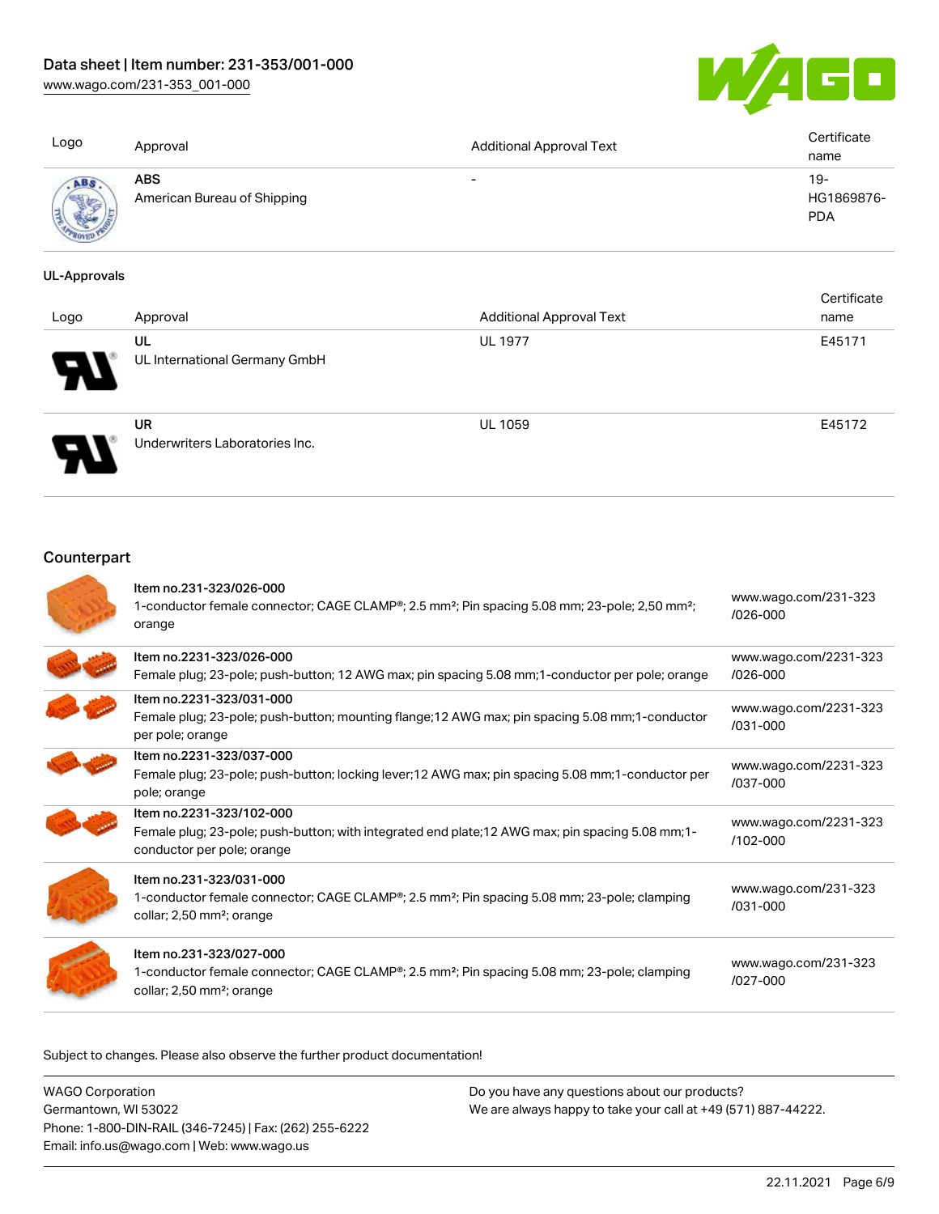| Logo | Approval | Additional Approval Text | Certificate name |
|---|---|---|---|
| | **ABS**<br>American Bureau of Shipping | - | 19-HG1869876-PDA |

**UL-Approvals**

| Logo | Approval | Additional Approval Text | Certificate name |
|---|---|---|---|
| | **UL**<br>UL International Germany GmbH | UL 1977 | E45171 |
| | **UR**<br>Underwriters Laboratories Inc. | UL 1059 | E45172 |

## Counterpart

| | | |
|---|---|---|
| | **Item no.231-323/026-000**<br>1-conductor female connector; CAGE CLAMP®; 2.5 mm²; Pin spacing 5.08 mm; 23-pole; 2,50 mm²; orange | www.wago.com/231-323/026-000 |
| | **Item no.2231-323/026-000**<br>Female plug; 23-pole; push-button; 12 AWG max; pin spacing 5.08 mm;1-conductor per pole; orange | www.wago.com/2231-323/026-000 |
| | **Item no.2231-323/031-000**<br>Female plug; 23-pole; push-button; mounting flange;12 AWG max; pin spacing 5.08 mm;1-conductor per pole; orange | www.wago.com/2231-323/031-000 |
| | **Item no.2231-323/037-000**<br>Female plug; 23-pole; push-button; locking lever;12 AWG max; pin spacing 5.08 mm;1-conductor per pole; orange | www.wago.com/2231-323/037-000 |
| | **Item no.2231-323/102-000**<br>Female plug; 23-pole; push-button; with integrated end plate;12 AWG max; pin spacing 5.08 mm;1-conductor per pole; orange | www.wago.com/2231-323/102-000 |
| | **Item no.231-323/031-000**<br>1-conductor female connector; CAGE CLAMP®; 2.5 mm²; Pin spacing 5.08 mm; 23-pole; clamping collar; 2,50 mm²; orange | www.wago.com/231-323/031-000 |
| | **Item no.231-323/027-000**<br>1-conductor female connector; CAGE CLAMP®; 2.5 mm²; Pin spacing 5.08 mm; 23-pole; clamping collar; 2,50 mm²; orange | www.wago.com/231-323/027-000 |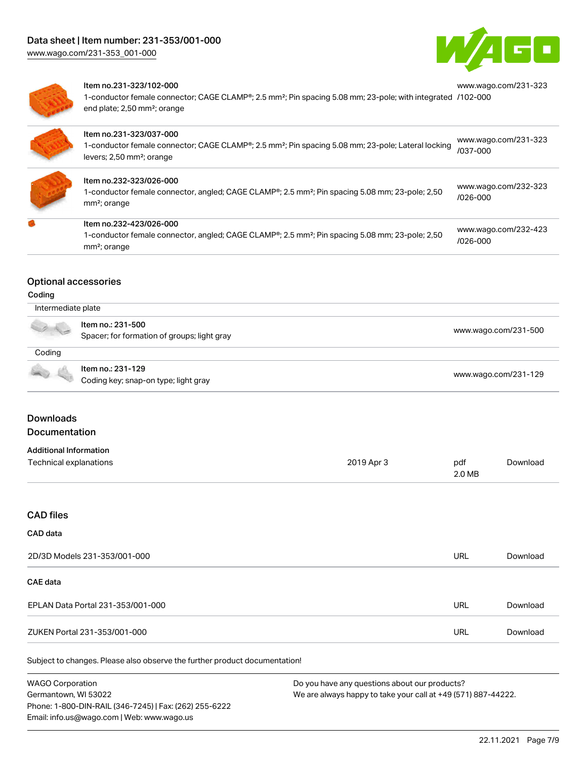Item no.231-323/102-000
1-conductor female connector; CAGE CLAMP®; 2.5 mm²; Pin spacing 5.08 mm; 23-pole; with integrated end plate; 2,50 mm²; orange
www.wago.com/231-323/102-000

Item no.231-323/037-000
1-conductor female connector; CAGE CLAMP®; 2.5 mm²; Pin spacing 5.08 mm; 23-pole; Lateral locking levers; 2,50 mm²; orange
www.wago.com/231-323/037-000

Item no.232-323/026-000
1-conductor female connector, angled; CAGE CLAMP®; 2.5 mm²; Pin spacing 5.08 mm; 23-pole; 2,50 mm²; orange
www.wago.com/232-323/026-000

Item no.232-423/026-000
1-conductor female connector, angled; CAGE CLAMP®; 2.5 mm²; Pin spacing 5.08 mm; 23-pole; 2,50 mm²; orange
www.wago.com/232-423/026-000

## Optional accessories

### Coding

**Intermediate plate**

Item no.: 231-500
Spacer; for formation of groups; light gray
www.wago.com/231-500

**Coding**

Item no.: 231-129
Coding key; snap-on type; light gray
www.wago.com/231-129

## Downloads

### Documentation

**Additional Information**

| Technical explanations | 2019 Apr 3 | pdf 2.0 MB | Download |
|---|---|---|---|

## CAD files

### CAD data

| 2D/3D Models 231-353/001-000 | URL | Download |
|---|---|---|

### CAE data

| EPLAN Data Portal 231-353/001-000 | URL | Download |
|---|---|---|
| ZUKEN Portal 231-353/001-000 | URL | Download |

Subject to changes. Please also observe the further product documentation!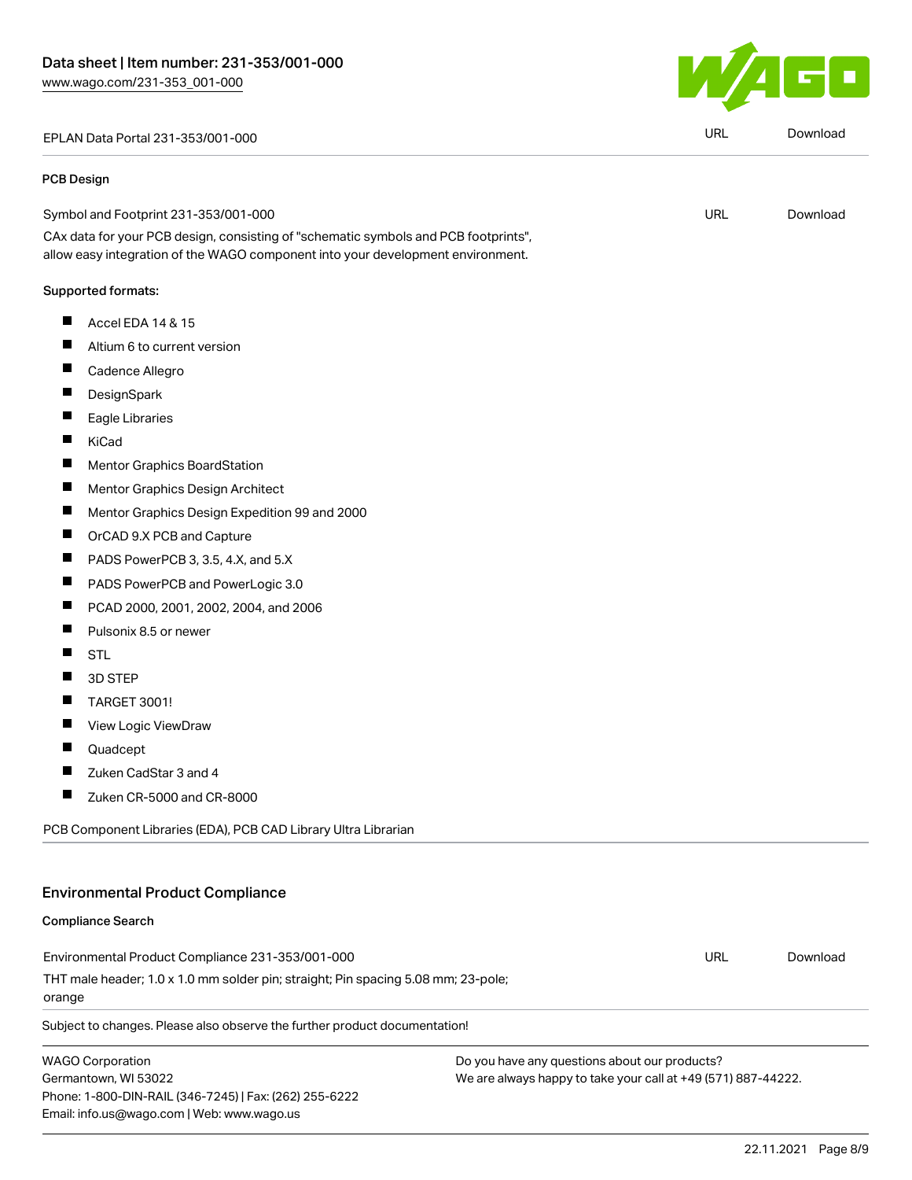| EPLAN Data Portal 231-353/001-000 | URL | Download |
| --- | --- | --- |

**PCB Design**

| Symbol and Footprint 231-353/001-000 | URL | Download |
| --- | --- | --- |

CAx data for your PCB design, consisting of "schematic symbols and PCB footprints", allow easy integration of the WAGO component into your development environment.

**Supported formats:**

- Accel EDA 14 & 15
- Altium 6 to current version
- Cadence Allegro
- DesignSpark
- Eagle Libraries
- KiCad
- Mentor Graphics BoardStation
- Mentor Graphics Design Architect
- Mentor Graphics Design Expedition 99 and 2000
- OrCAD 9.X PCB and Capture
- PADS PowerPCB 3, 3.5, 4.X, and 5.X
- PADS PowerPCB and PowerLogic 3.0
- PCAD 2000, 2001, 2002, 2004, and 2006
- Pulsonix 8.5 or newer
- STL
- 3D STEP
- TARGET 3001!
- View Logic ViewDraw
- Quadcept
- Zuken CadStar 3 and 4
- Zuken CR-5000 and CR-8000

PCB Component Libraries (EDA), PCB CAD Library Ultra Librarian

## Environmental Product Compliance

**Compliance Search**

| Environmental Product Compliance 231-353/001-000 | URL | Download |
| --- | --- | --- |

THT male header; 1.0 x 1.0 mm solder pin; straight; Pin spacing 5.08 mm; 23-pole; orange

Subject to changes. Please also observe the further product documentation!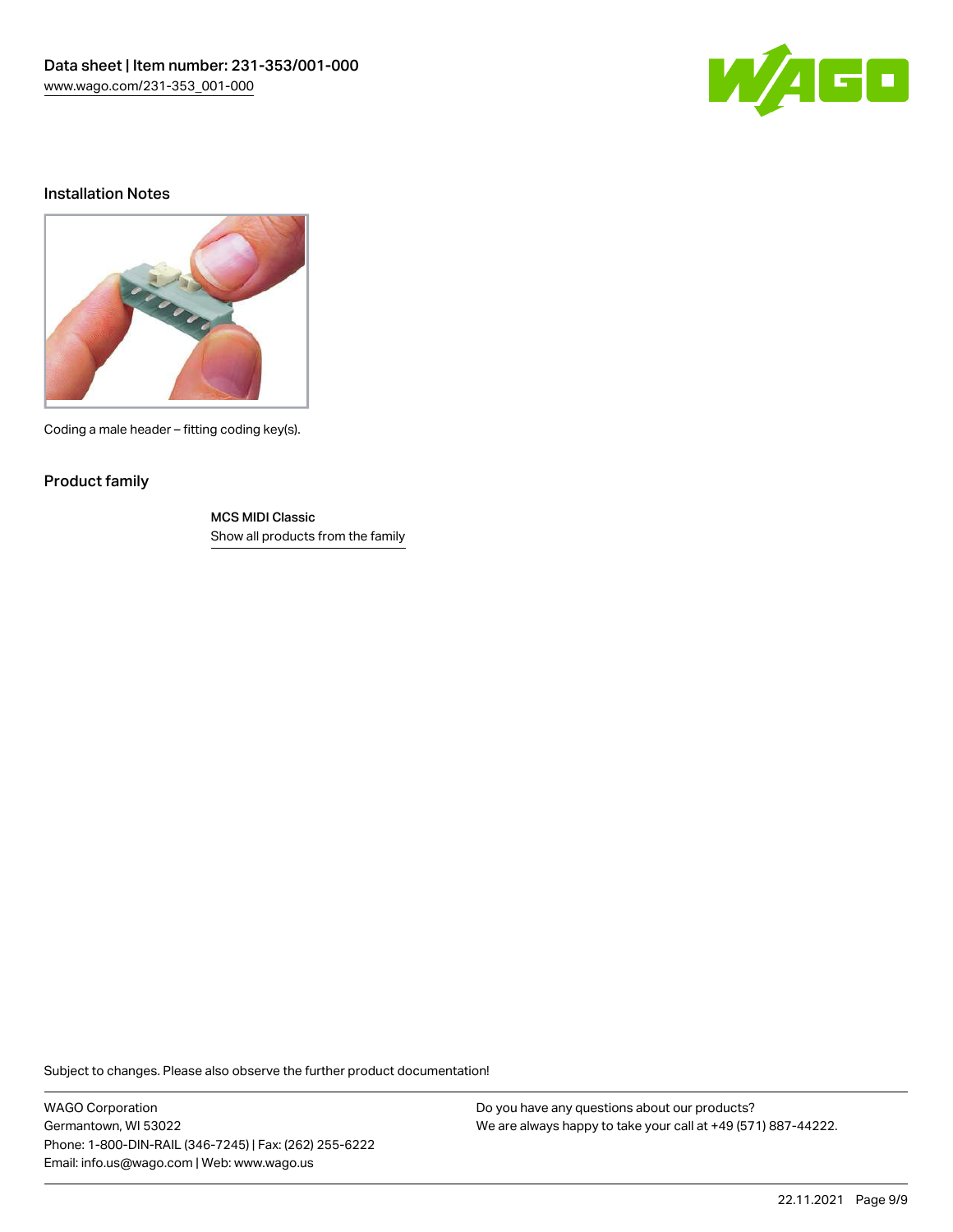## Installation Notes

Coding a male header – fitting coding key(s).

## Product family

MCS MIDI Classic
Show all products from the family

Subject to changes. Please also observe the further product documentation!

WAGO Corporation
Germantown, WI 53022
Phone: 1-800-DIN-RAIL (346-7245) | Fax: (262) 255-6222
Email: info.us@wago.com | Web: www.wago.us

Do you have any questions about our products?
We are always happy to take your call at +49 (571) 887-44222.